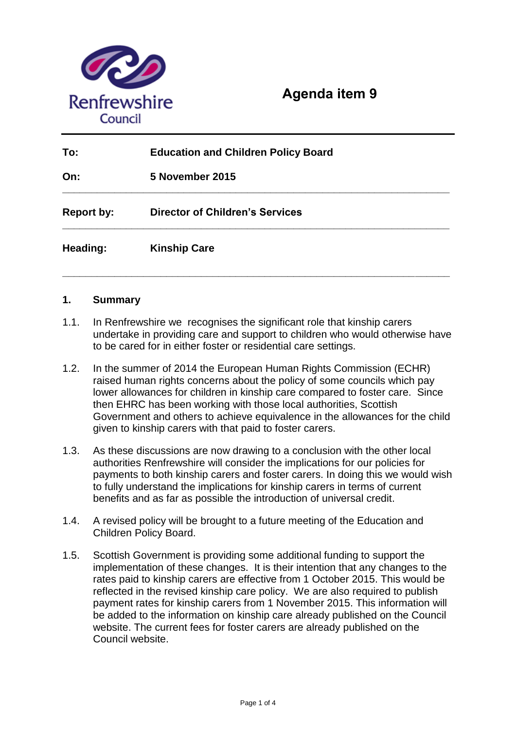Renfrewshire Council

# Agenda item 9

| | |
|---|---|
| **To:** | **Education and Children Policy Board** |
| **On:** | **5 November 2015** |
| **Report by:** | **Director of Children's Services** |
| **Heading:** | **Kinship Care** |

## 1. Summary

1.1. In Renfrewshire we recognises the significant role that kinship carers undertake in providing care and support to children who would otherwise have to be cared for in either foster or residential care settings.

1.2. In the summer of 2014 the European Human Rights Commission (ECHR) raised human rights concerns about the policy of some councils which pay lower allowances for children in kinship care compared to foster care. Since then EHRC has been working with those local authorities, Scottish Government and others to achieve equivalence in the allowances for the child given to kinship carers with that paid to foster carers.

1.3. As these discussions are now drawing to a conclusion with the other local authorities Renfrewshire will consider the implications for our policies for payments to both kinship carers and foster carers. In doing this we would wish to fully understand the implications for kinship carers in terms of current benefits and as far as possible the introduction of universal credit.

1.4. A revised policy will be brought to a future meeting of the Education and Children Policy Board.

1.5. Scottish Government is providing some additional funding to support the implementation of these changes. It is their intention that any changes to the rates paid to kinship carers are effective from 1 October 2015. This would be reflected in the revised kinship care policy. We are also required to publish payment rates for kinship carers from 1 November 2015. This information will be added to the information on kinship care already published on the Council website. The current fees for foster carers are already published on the Council website.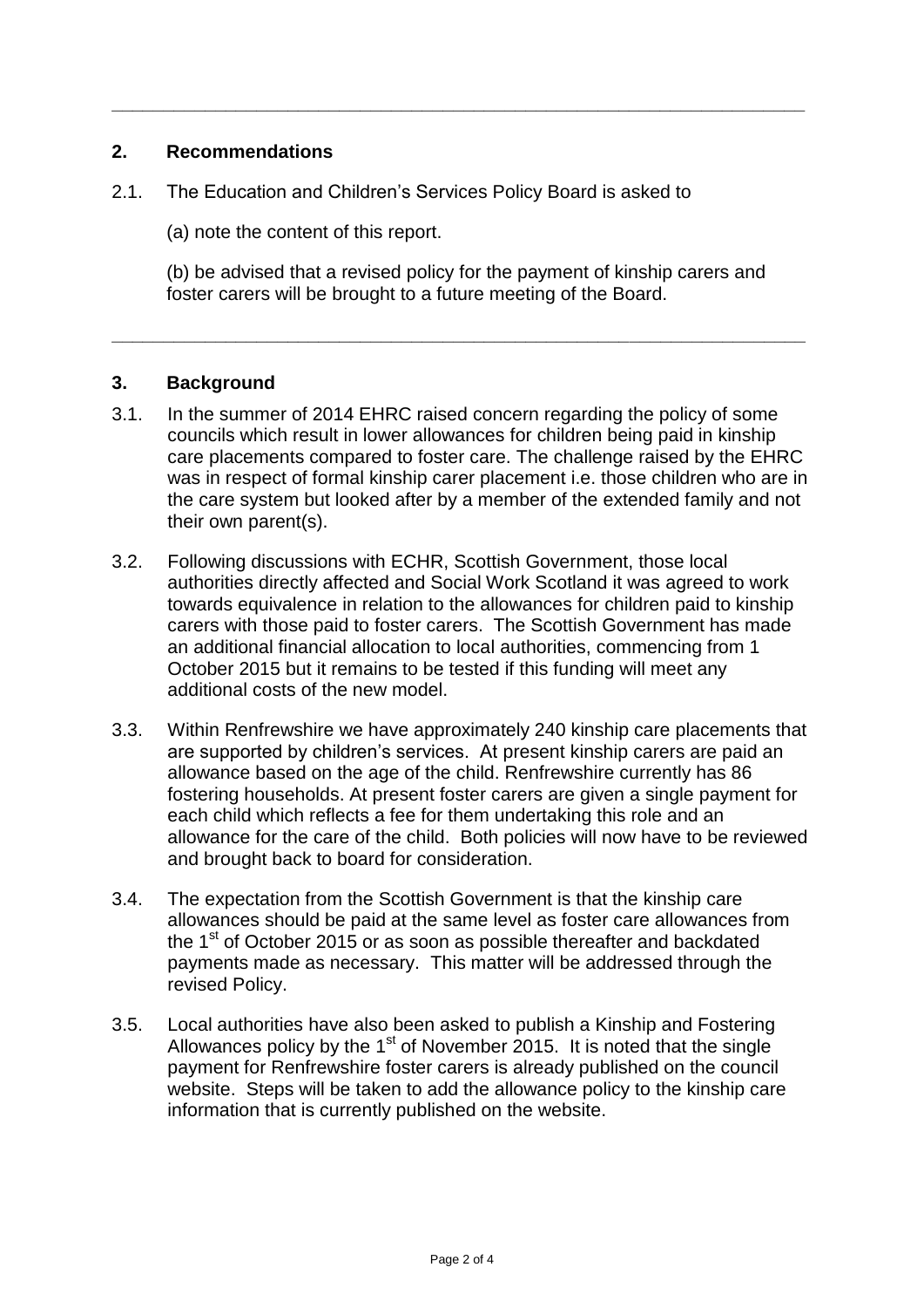## 2. Recommendations

2.1. The Education and Children's Services Policy Board is asked to

(a) note the content of this report.

(b) be advised that a revised policy for the payment of kinship carers and foster carers will be brought to a future meeting of the Board.

## 3. Background

3.1. In the summer of 2014 EHRC raised concern regarding the policy of some councils which result in lower allowances for children being paid in kinship care placements compared to foster care. The challenge raised by the EHRC was in respect of formal kinship carer placement i.e. those children who are in the care system but looked after by a member of the extended family and not their own parent(s).

3.2. Following discussions with ECHR, Scottish Government, those local authorities directly affected and Social Work Scotland it was agreed to work towards equivalence in relation to the allowances for children paid to kinship carers with those paid to foster carers. The Scottish Government has made an additional financial allocation to local authorities, commencing from 1 October 2015 but it remains to be tested if this funding will meet any additional costs of the new model.

3.3. Within Renfrewshire we have approximately 240 kinship care placements that are supported by children's services. At present kinship carers are paid an allowance based on the age of the child. Renfrewshire currently has 86 fostering households. At present foster carers are given a single payment for each child which reflects a fee for them undertaking this role and an allowance for the care of the child. Both policies will now have to be reviewed and brought back to board for consideration.

3.4. The expectation from the Scottish Government is that the kinship care allowances should be paid at the same level as foster care allowances from the 1st of October 2015 or as soon as possible thereafter and backdated payments made as necessary. This matter will be addressed through the revised Policy.

3.5. Local authorities have also been asked to publish a Kinship and Fostering Allowances policy by the 1st of November 2015. It is noted that the single payment for Renfrewshire foster carers is already published on the council website. Steps will be taken to add the allowance policy to the kinship care information that is currently published on the website.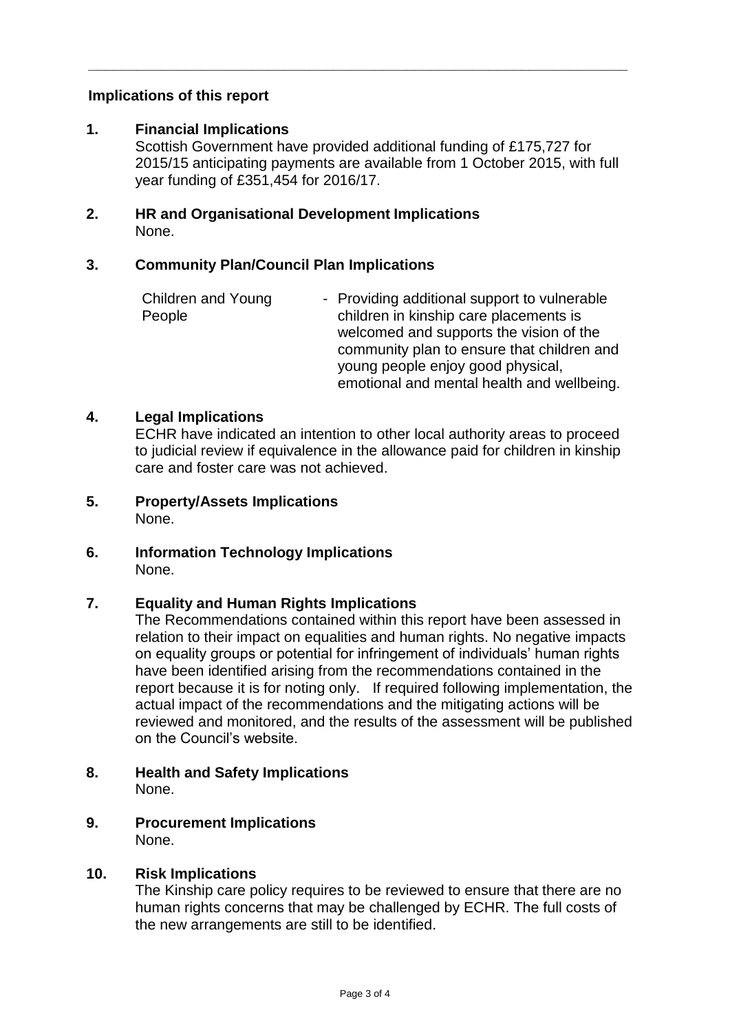## Implications of this report

**1. Financial Implications**

Scottish Government have provided additional funding of £175,727 for 2015/15 anticipating payments are available from 1 October 2015, with full year funding of £351,454 for 2016/17.

**2. HR and Organisational Development Implications**

None.

**3. Community Plan/Council Plan Implications**

| | |
|---|---|
| Children and Young People | - Providing additional support to vulnerable children in kinship care placements is welcomed and supports the vision of the community plan to ensure that children and young people enjoy good physical, emotional and mental health and wellbeing. |

**4. Legal Implications**

ECHR have indicated an intention to other local authority areas to proceed to judicial review if equivalence in the allowance paid for children in kinship care and foster care was not achieved.

**5. Property/Assets Implications**

None.

**6. Information Technology Implications**

None.

**7. Equality and Human Rights Implications**

The Recommendations contained within this report have been assessed in relation to their impact on equalities and human rights. No negative impacts on equality groups or potential for infringement of individuals' human rights have been identified arising from the recommendations contained in the report because it is for noting only. If required following implementation, the actual impact of the recommendations and the mitigating actions will be reviewed and monitored, and the results of the assessment will be published on the Council's website.

**8. Health and Safety Implications**

None.

**9. Procurement Implications**

None.

**10. Risk Implications**

The Kinship care policy requires to be reviewed to ensure that there are no human rights concerns that may be challenged by ECHR. The full costs of the new arrangements are still to be identified.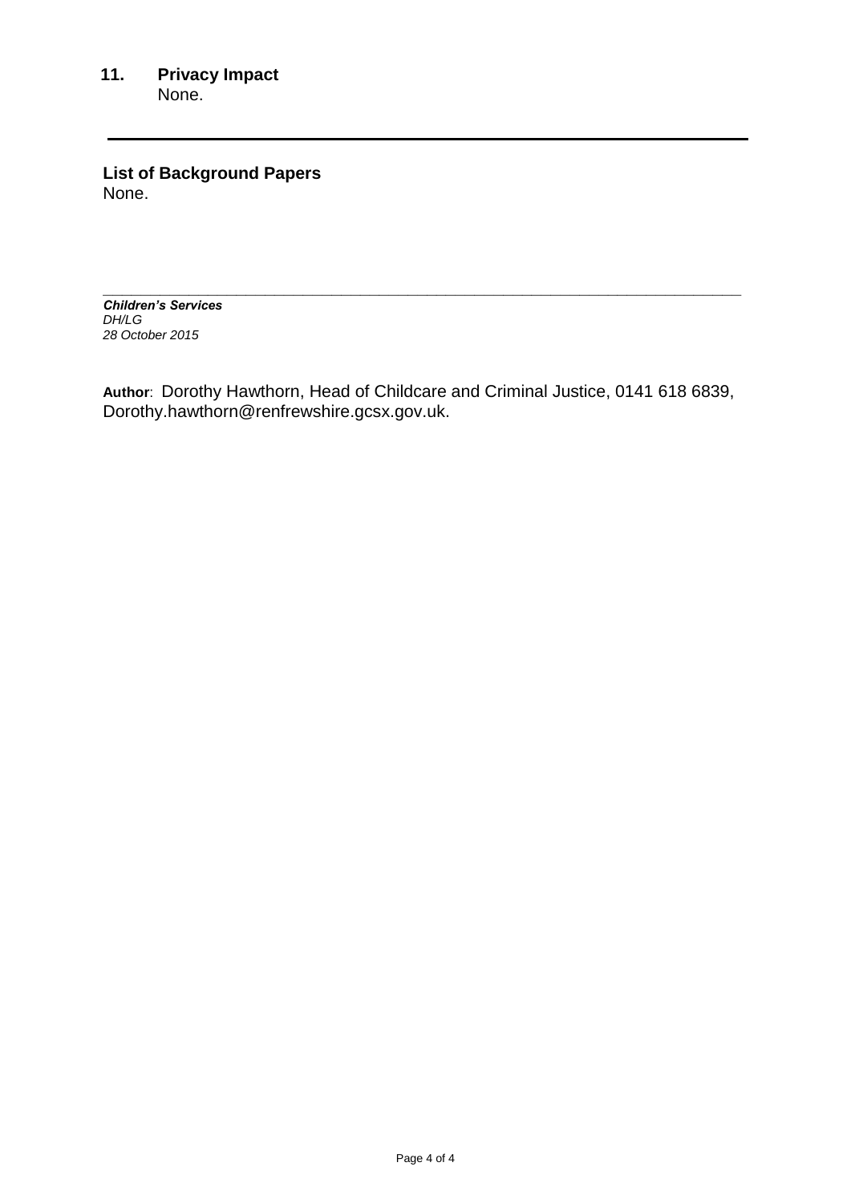## 11. Privacy Impact

None.

---

**List of Background Papers**

None.

---

***Children's Services***
*DH/LG*
*28 October 2015*

**Author**: Dorothy Hawthorn, Head of Childcare and Criminal Justice, 0141 618 6839, Dorothy.hawthorn@renfrewshire.gcsx.gov.uk.